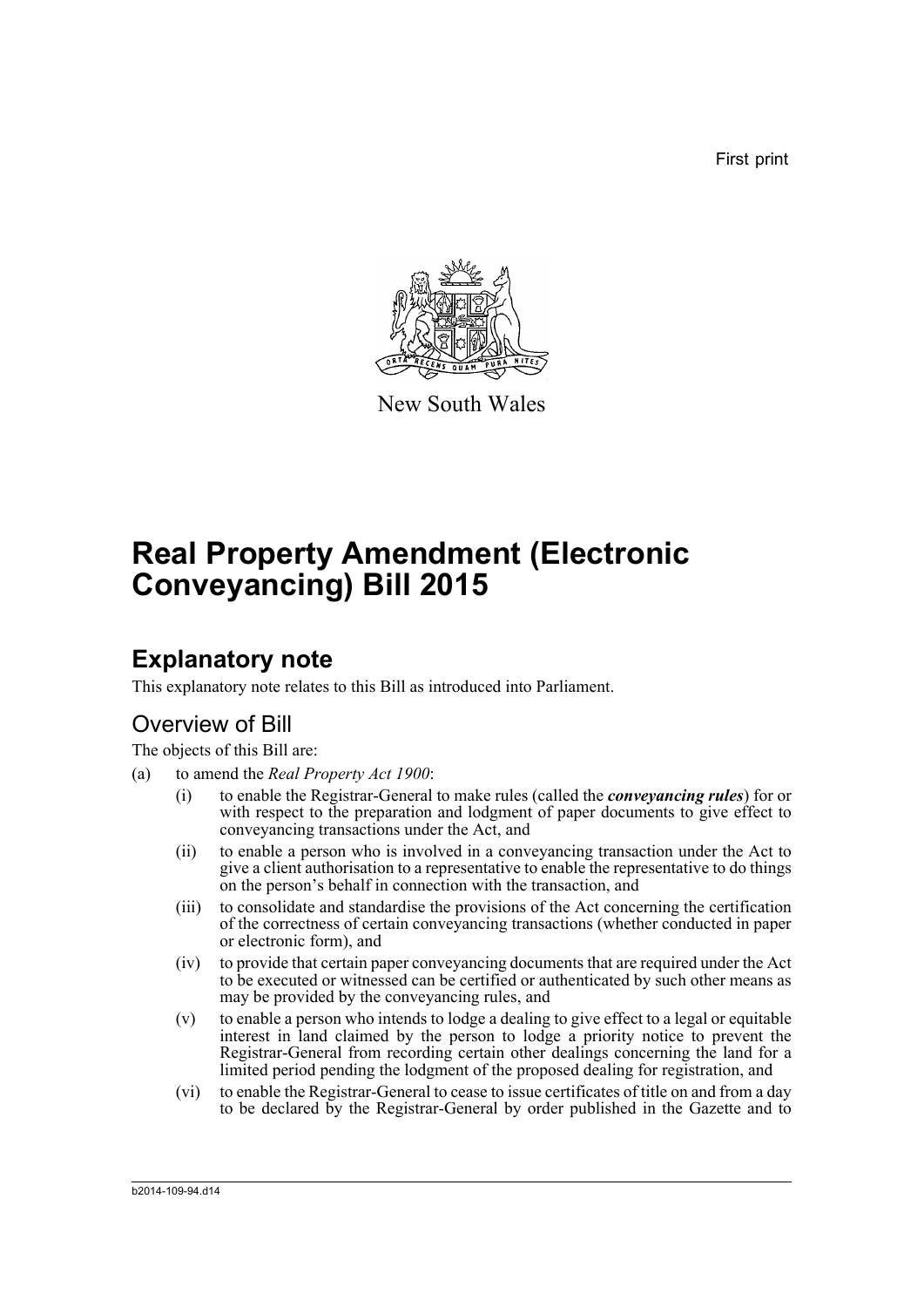First print

New South Wales

# Real Property Amendment (Electronic Conveyancing) Bill 2015

## Explanatory note

This explanatory note relates to this Bill as introduced into Parliament.

### Overview of Bill

The objects of this Bill are:

(a) to amend the *Real Property Act 1900*:

- (i) to enable the Registrar-General to make rules (called the ***conveyancing rules***) for or with respect to the preparation and lodgment of paper documents to give effect to conveyancing transactions under the Act, and
- (ii) to enable a person who is involved in a conveyancing transaction under the Act to give a client authorisation to a representative to enable the representative to do things on the person's behalf in connection with the transaction, and
- (iii) to consolidate and standardise the provisions of the Act concerning the certification of the correctness of certain conveyancing transactions (whether conducted in paper or electronic form), and
- (iv) to provide that certain paper conveyancing documents that are required under the Act to be executed or witnessed can be certified or authenticated by such other means as may be provided by the conveyancing rules, and
- (v) to enable a person who intends to lodge a dealing to give effect to a legal or equitable interest in land claimed by the person to lodge a priority notice to prevent the Registrar-General from recording certain other dealings concerning the land for a limited period pending the lodgment of the proposed dealing for registration, and
- (vi) to enable the Registrar-General to cease to issue certificates of title on and from a day to be declared by the Registrar-General by order published in the Gazette and to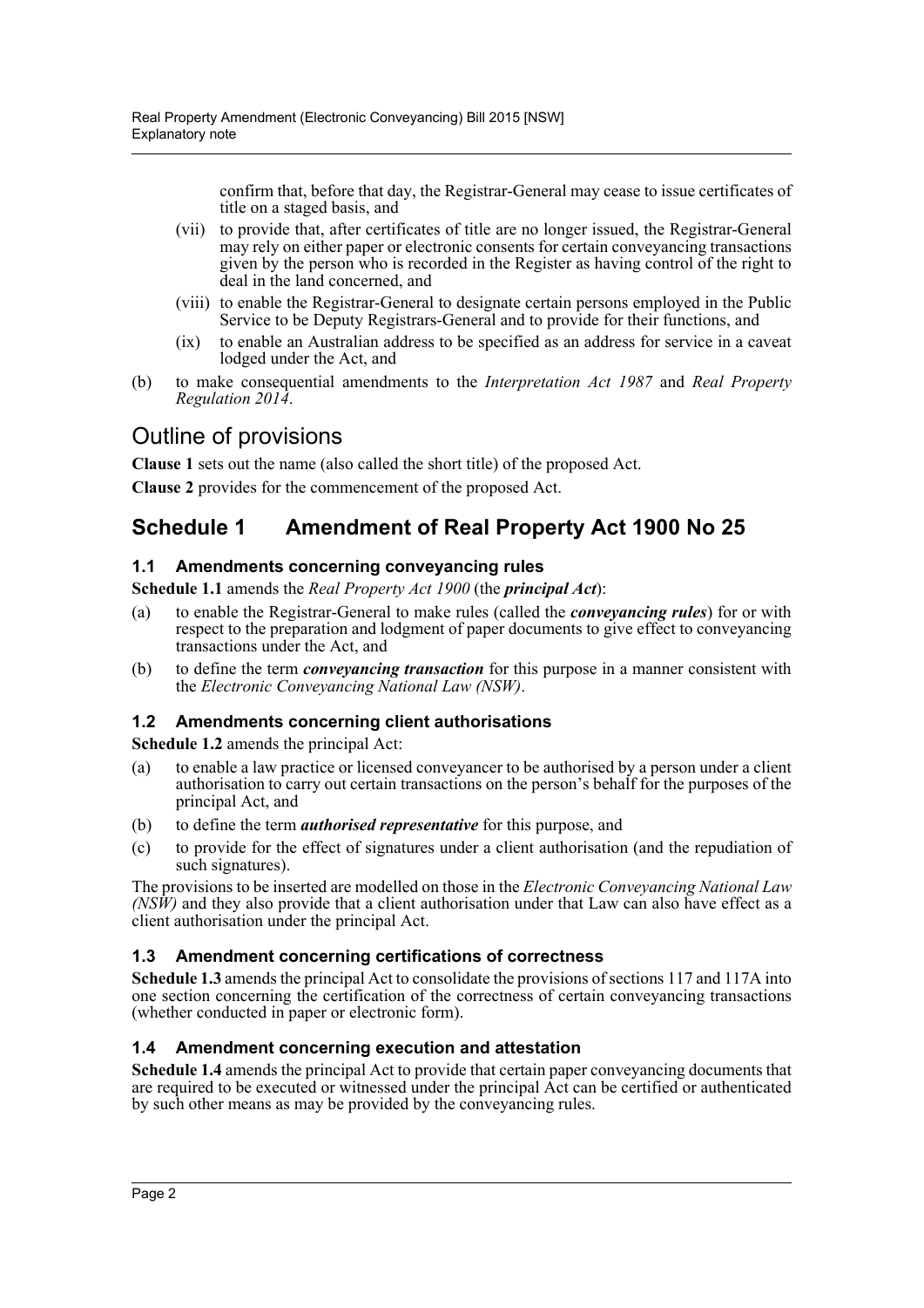confirm that, before that day, the Registrar-General may cease to issue certificates of title on a staged basis, and

(vii) to provide that, after certificates of title are no longer issued, the Registrar-General may rely on either paper or electronic consents for certain conveyancing transactions given by the person who is recorded in the Register as having control of the right to deal in the land concerned, and

(viii) to enable the Registrar-General to designate certain persons employed in the Public Service to be Deputy Registrars-General and to provide for their functions, and

(ix) to enable an Australian address to be specified as an address for service in a caveat lodged under the Act, and

(b) to make consequential amendments to the *Interpretation Act 1987* and *Real Property Regulation 2014*.

## Outline of provisions

**Clause 1** sets out the name (also called the short title) of the proposed Act.

**Clause 2** provides for the commencement of the proposed Act.

## Schedule 1 Amendment of Real Property Act 1900 No 25

### 1.1 Amendments concerning conveyancing rules

**Schedule 1.1** amends the *Real Property Act 1900* (the ***principal Act***):

(a) to enable the Registrar-General to make rules (called the ***conveyancing rules***) for or with respect to the preparation and lodgment of paper documents to give effect to conveyancing transactions under the Act, and

(b) to define the term ***conveyancing transaction*** for this purpose in a manner consistent with the *Electronic Conveyancing National Law (NSW)*.

### 1.2 Amendments concerning client authorisations

**Schedule 1.2** amends the principal Act:

(a) to enable a law practice or licensed conveyancer to be authorised by a person under a client authorisation to carry out certain transactions on the person's behalf for the purposes of the principal Act, and

(b) to define the term ***authorised representative*** for this purpose, and

(c) to provide for the effect of signatures under a client authorisation (and the repudiation of such signatures).

The provisions to be inserted are modelled on those in the *Electronic Conveyancing National Law (NSW)* and they also provide that a client authorisation under that Law can also have effect as a client authorisation under the principal Act.

### 1.3 Amendment concerning certifications of correctness

**Schedule 1.3** amends the principal Act to consolidate the provisions of sections 117 and 117A into one section concerning the certification of the correctness of certain conveyancing transactions (whether conducted in paper or electronic form).

### 1.4 Amendment concerning execution and attestation

**Schedule 1.4** amends the principal Act to provide that certain paper conveyancing documents that are required to be executed or witnessed under the principal Act can be certified or authenticated by such other means as may be provided by the conveyancing rules.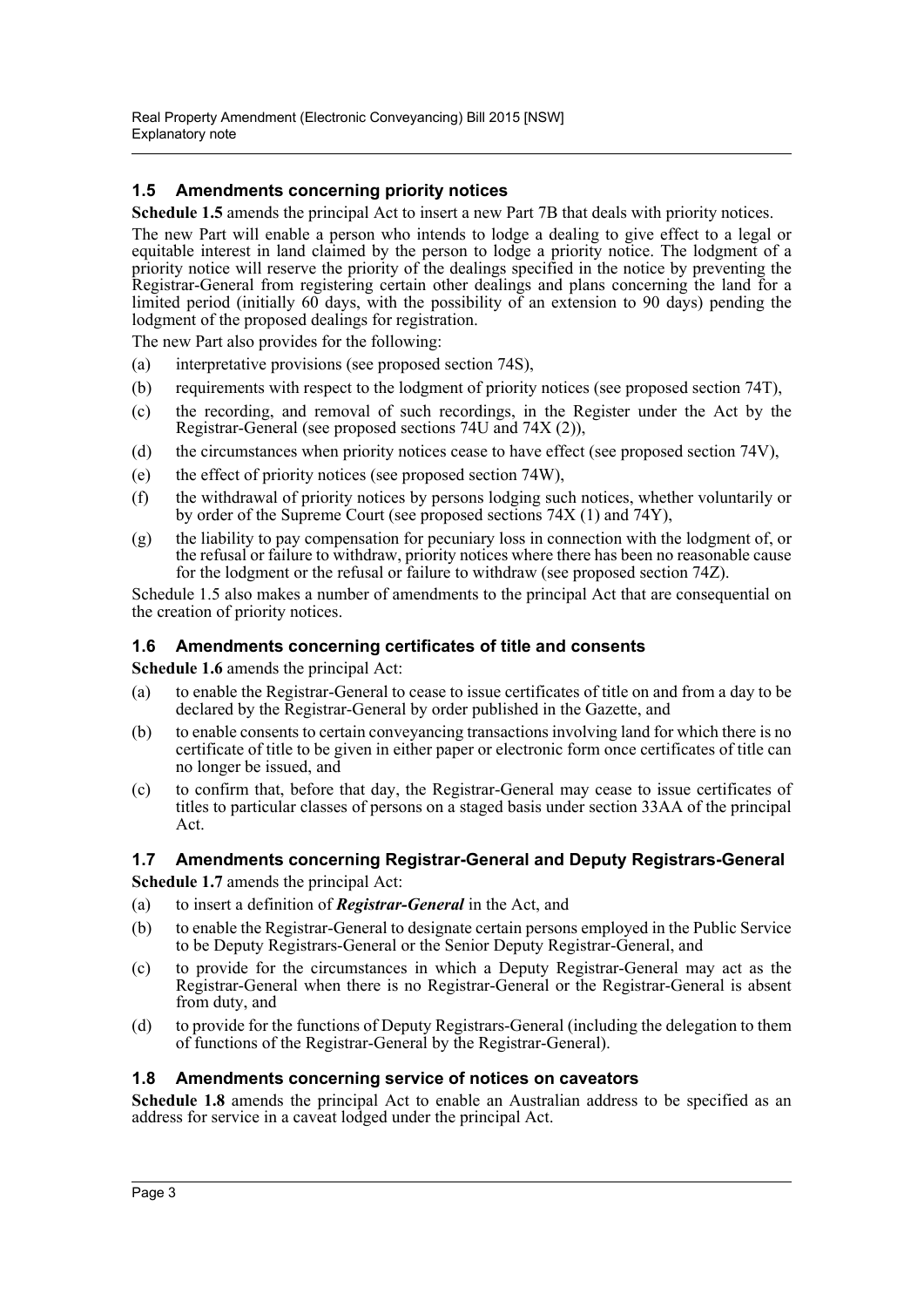### 1.5 Amendments concerning priority notices

**Schedule 1.5** amends the principal Act to insert a new Part 7B that deals with priority notices.

The new Part will enable a person who intends to lodge a dealing to give effect to a legal or equitable interest in land claimed by the person to lodge a priority notice. The lodgment of a priority notice will reserve the priority of the dealings specified in the notice by preventing the Registrar-General from registering certain other dealings and plans concerning the land for a limited period (initially 60 days, with the possibility of an extension to 90 days) pending the lodgment of the proposed dealings for registration.

The new Part also provides for the following:

(a) interpretative provisions (see proposed section 74S),

(b) requirements with respect to the lodgment of priority notices (see proposed section 74T),

(c) the recording, and removal of such recordings, in the Register under the Act by the Registrar-General (see proposed sections 74U and 74X (2)),

(d) the circumstances when priority notices cease to have effect (see proposed section 74V),

(e) the effect of priority notices (see proposed section 74W),

(f) the withdrawal of priority notices by persons lodging such notices, whether voluntarily or by order of the Supreme Court (see proposed sections 74X (1) and 74Y),

(g) the liability to pay compensation for pecuniary loss in connection with the lodgment of, or the refusal or failure to withdraw, priority notices where there has been no reasonable cause for the lodgment or the refusal or failure to withdraw (see proposed section 74Z).

Schedule 1.5 also makes a number of amendments to the principal Act that are consequential on the creation of priority notices.

### 1.6 Amendments concerning certificates of title and consents

**Schedule 1.6** amends the principal Act:

(a) to enable the Registrar-General to cease to issue certificates of title on and from a day to be declared by the Registrar-General by order published in the Gazette, and

(b) to enable consents to certain conveyancing transactions involving land for which there is no certificate of title to be given in either paper or electronic form once certificates of title can no longer be issued, and

(c) to confirm that, before that day, the Registrar-General may cease to issue certificates of titles to particular classes of persons on a staged basis under section 33AA of the principal Act.

### 1.7 Amendments concerning Registrar-General and Deputy Registrars-General

**Schedule 1.7** amends the principal Act:

(a) to insert a definition of ***Registrar-General*** in the Act, and

(b) to enable the Registrar-General to designate certain persons employed in the Public Service to be Deputy Registrars-General or the Senior Deputy Registrar-General, and

(c) to provide for the circumstances in which a Deputy Registrar-General may act as the Registrar-General when there is no Registrar-General or the Registrar-General is absent from duty, and

(d) to provide for the functions of Deputy Registrars-General (including the delegation to them of functions of the Registrar-General by the Registrar-General).

### 1.8 Amendments concerning service of notices on caveators

**Schedule 1.8** amends the principal Act to enable an Australian address to be specified as an address for service in a caveat lodged under the principal Act.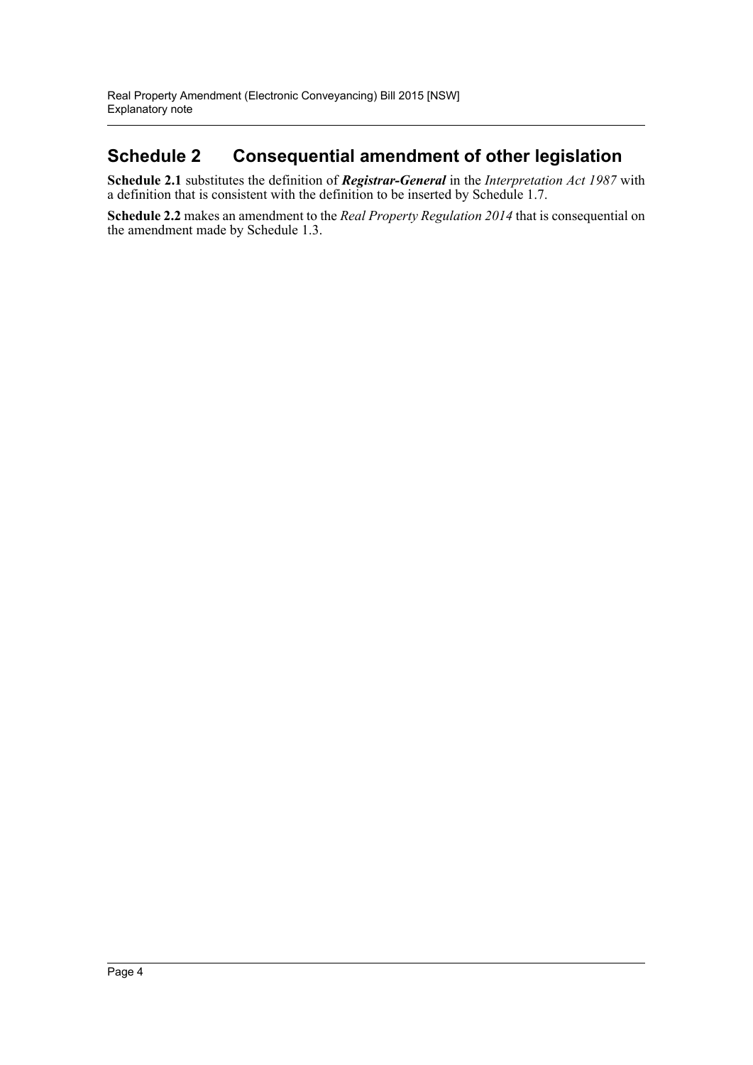## Schedule 2 Consequential amendment of other legislation

**Schedule 2.1** substitutes the definition of ***Registrar-General*** in the *Interpretation Act 1987* with a definition that is consistent with the definition to be inserted by Schedule 1.7.

**Schedule 2.2** makes an amendment to the *Real Property Regulation 2014* that is consequential on the amendment made by Schedule 1.3.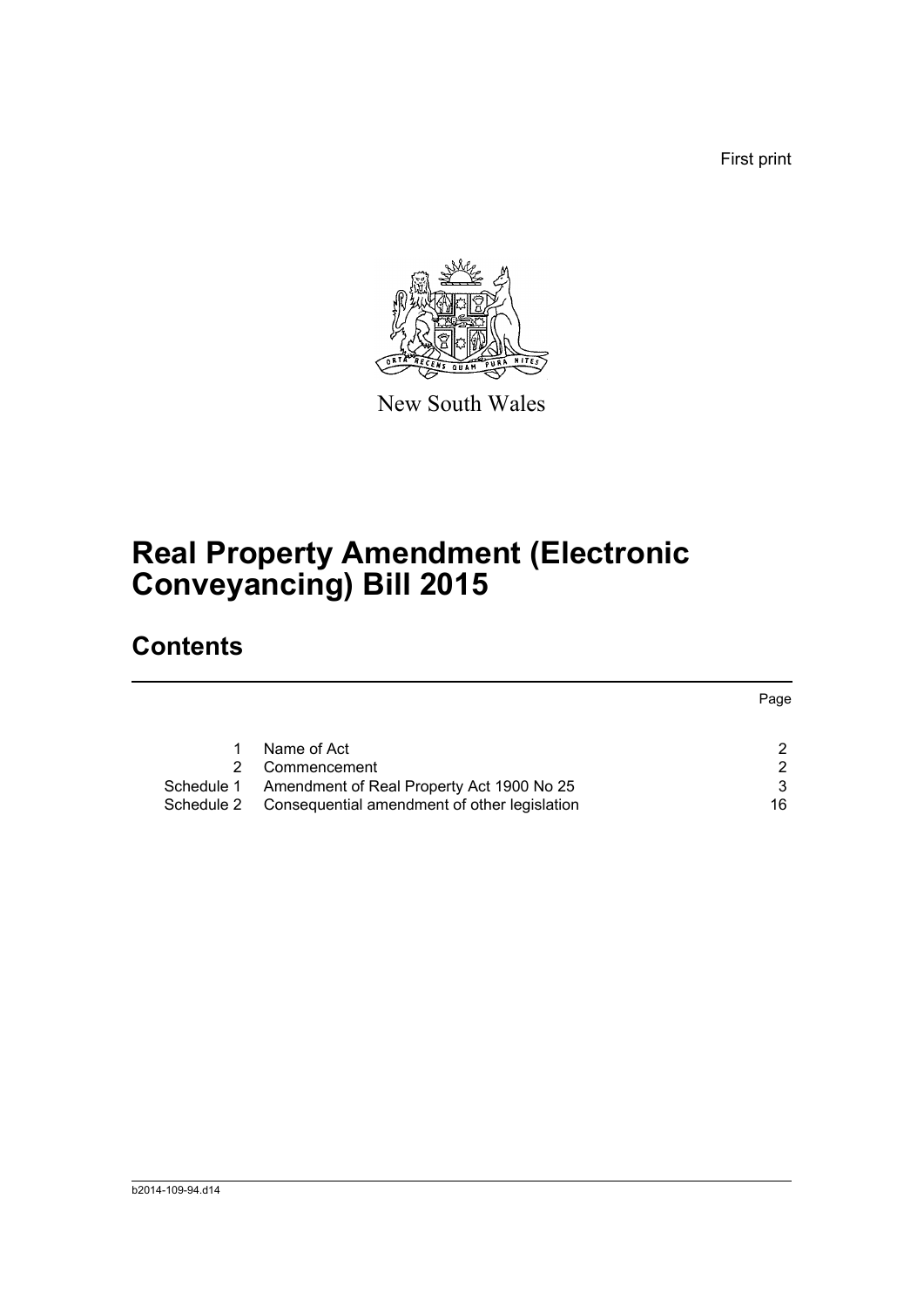First print

New South Wales

# Real Property Amendment (Electronic Conveyancing) Bill 2015

## Contents

| | | Page |
|---|---|---|
| 1 | Name of Act | 2 |
| 2 | Commencement | 2 |
| Schedule 1 | Amendment of Real Property Act 1900 No 25 | 3 |
| Schedule 2 | Consequential amendment of other legislation | 16 |

b2014-109-94.d14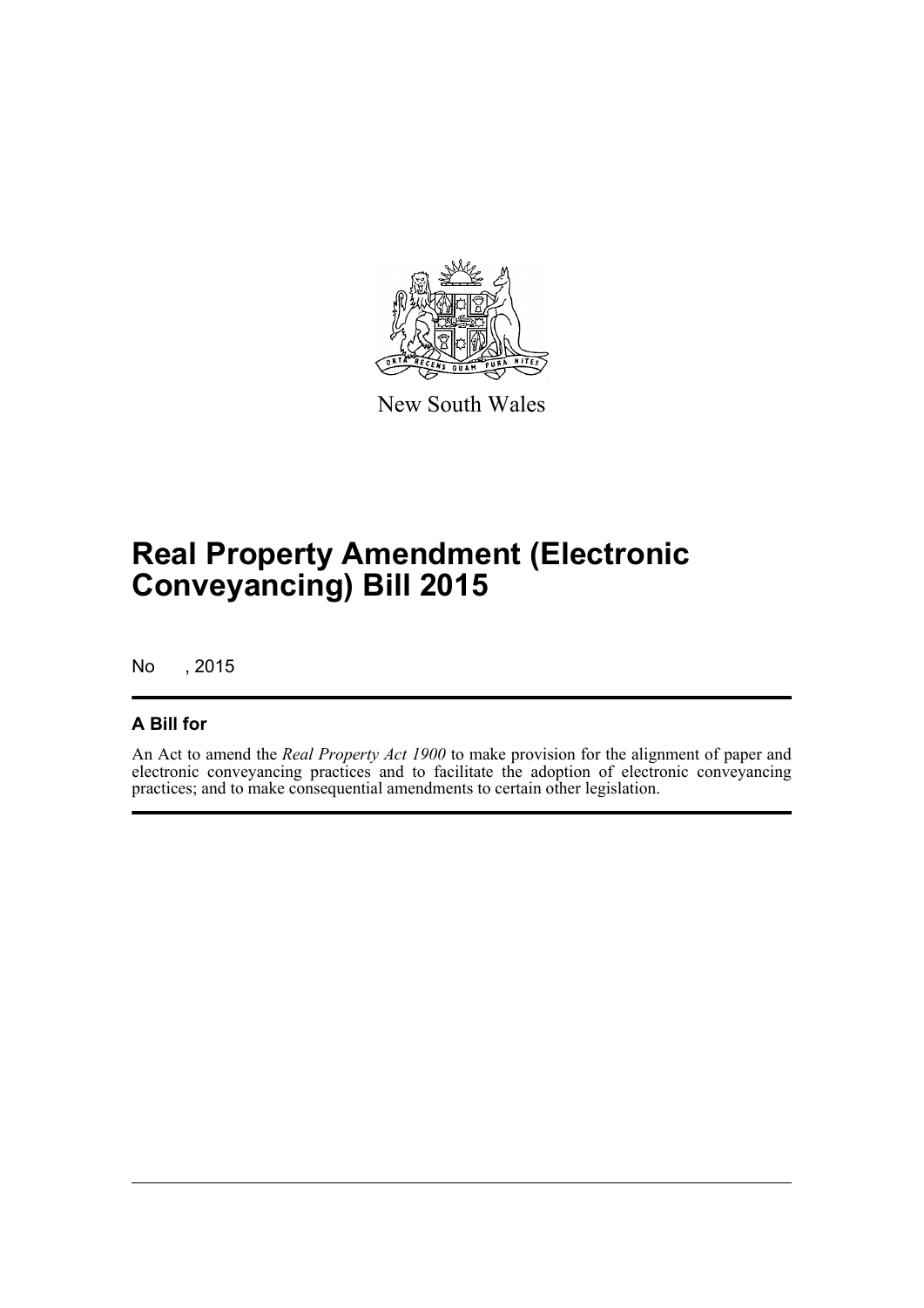New South Wales

# Real Property Amendment (Electronic Conveyancing) Bill 2015

No , 2015

## A Bill for

An Act to amend the *Real Property Act 1900* to make provision for the alignment of paper and electronic conveyancing practices and to facilitate the adoption of electronic conveyancing practices; and to make consequential amendments to certain other legislation.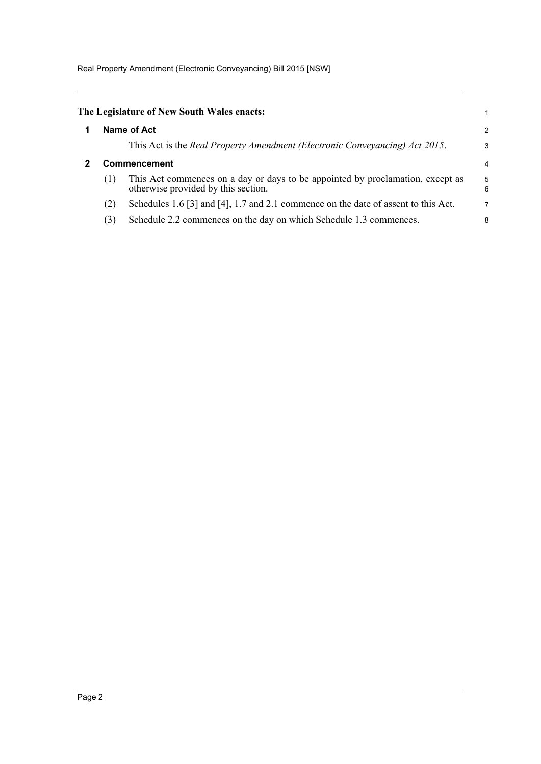**The Legislature of New South Wales enacts:**

## 1 Name of Act

This Act is the *Real Property Amendment (Electronic Conveyancing) Act 2015*.

## 2 Commencement

(1) This Act commences on a day or days to be appointed by proclamation, except as otherwise provided by this section.

(2) Schedules 1.6 [3] and [4], 1.7 and 2.1 commence on the date of assent to this Act.

(3) Schedule 2.2 commences on the day on which Schedule 1.3 commences.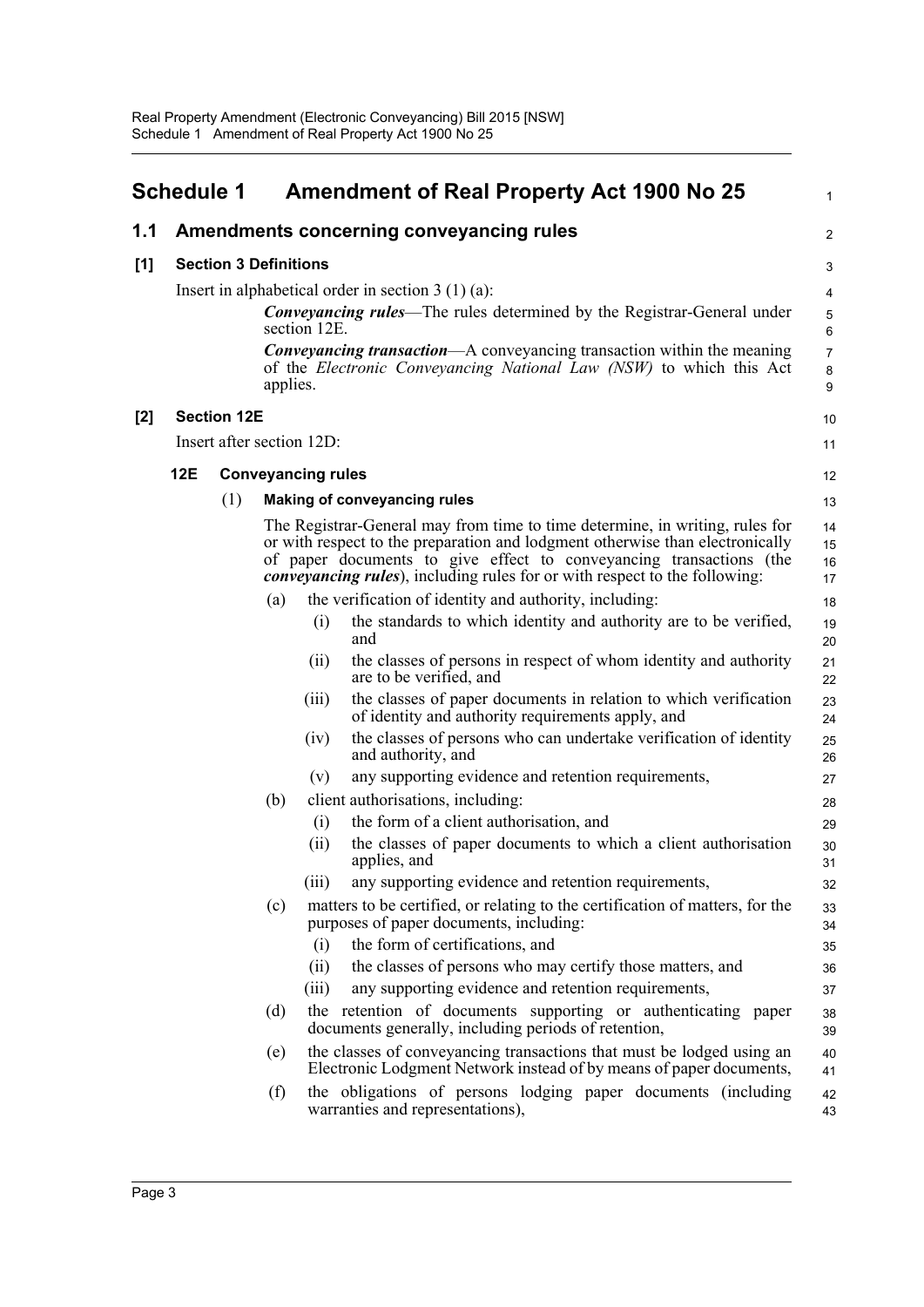# Schedule 1 Amendment of Real Property Act 1900 No 25

## 1.1 Amendments concerning conveyancing rules

### [1] Section 3 Definitions

Insert in alphabetical order in section 3 (1) (a):

> ***Conveyancing rules***—The rules determined by the Registrar-General under section 12E.
>
> ***Conveyancing transaction***—A conveyancing transaction within the meaning of the *Electronic Conveyancing National Law (NSW)* to which this Act applies.

### [2] Section 12E

Insert after section 12D:

**12E Conveyancing rules**

(1) **Making of conveyancing rules**

The Registrar-General may from time to time determine, in writing, rules for or with respect to the preparation and lodgment otherwise than electronically of paper documents to give effect to conveyancing transactions (the ***conveyancing rules***), including rules for or with respect to the following:

(a) the verification of identity and authority, including:

  (i) the standards to which identity and authority are to be verified, and

  (ii) the classes of persons in respect of whom identity and authority are to be verified, and

  (iii) the classes of paper documents in relation to which verification of identity and authority requirements apply, and

  (iv) the classes of persons who can undertake verification of identity and authority, and

  (v) any supporting evidence and retention requirements,

(b) client authorisations, including:

  (i) the form of a client authorisation, and

  (ii) the classes of paper documents to which a client authorisation applies, and

  (iii) any supporting evidence and retention requirements,

(c) matters to be certified, or relating to the certification of matters, for the purposes of paper documents, including:

  (i) the form of certifications, and

  (ii) the classes of persons who may certify those matters, and

  (iii) any supporting evidence and retention requirements,

(d) the retention of documents supporting or authenticating paper documents generally, including periods of retention,

(e) the classes of conveyancing transactions that must be lodged using an Electronic Lodgment Network instead of by means of paper documents,

(f) the obligations of persons lodging paper documents (including warranties and representations),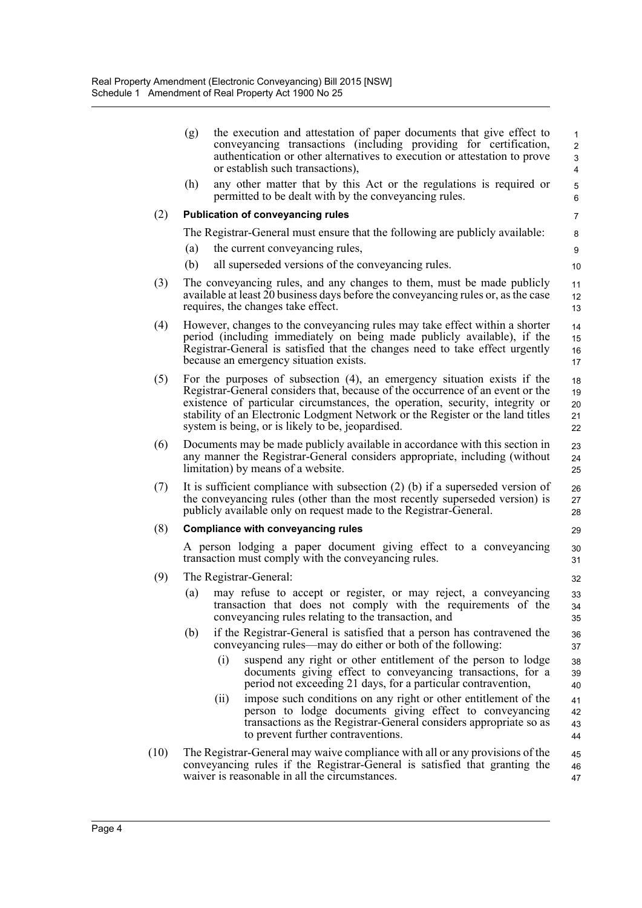(g) the execution and attestation of paper documents that give effect to conveyancing transactions (including providing for certification, authentication or other alternatives to execution or attestation to prove or establish such transactions),

(h) any other matter that by this Act or the regulations is required or permitted to be dealt with by the conveyancing rules.

(2) **Publication of conveyancing rules**

The Registrar-General must ensure that the following are publicly available:

(a) the current conveyancing rules,

(b) all superseded versions of the conveyancing rules.

(3) The conveyancing rules, and any changes to them, must be made publicly available at least 20 business days before the conveyancing rules or, as the case requires, the changes take effect.

(4) However, changes to the conveyancing rules may take effect within a shorter period (including immediately on being made publicly available), if the Registrar-General is satisfied that the changes need to take effect urgently because an emergency situation exists.

(5) For the purposes of subsection (4), an emergency situation exists if the Registrar-General considers that, because of the occurrence of an event or the existence of particular circumstances, the operation, security, integrity or stability of an Electronic Lodgment Network or the Register or the land titles system is being, or is likely to be, jeopardised.

(6) Documents may be made publicly available in accordance with this section in any manner the Registrar-General considers appropriate, including (without limitation) by means of a website.

(7) It is sufficient compliance with subsection (2) (b) if a superseded version of the conveyancing rules (other than the most recently superseded version) is publicly available only on request made to the Registrar-General.

(8) **Compliance with conveyancing rules**

A person lodging a paper document giving effect to a conveyancing transaction must comply with the conveyancing rules.

(9) The Registrar-General:

(a) may refuse to accept or register, or may reject, a conveyancing transaction that does not comply with the requirements of the conveyancing rules relating to the transaction, and

(b) if the Registrar-General is satisfied that a person has contravened the conveyancing rules—may do either or both of the following:

(i) suspend any right or other entitlement of the person to lodge documents giving effect to conveyancing transactions, for a period not exceeding 21 days, for a particular contravention,

(ii) impose such conditions on any right or other entitlement of the person to lodge documents giving effect to conveyancing transactions as the Registrar-General considers appropriate so as to prevent further contraventions.

(10) The Registrar-General may waive compliance with all or any provisions of the conveyancing rules if the Registrar-General is satisfied that granting the waiver is reasonable in all the circumstances.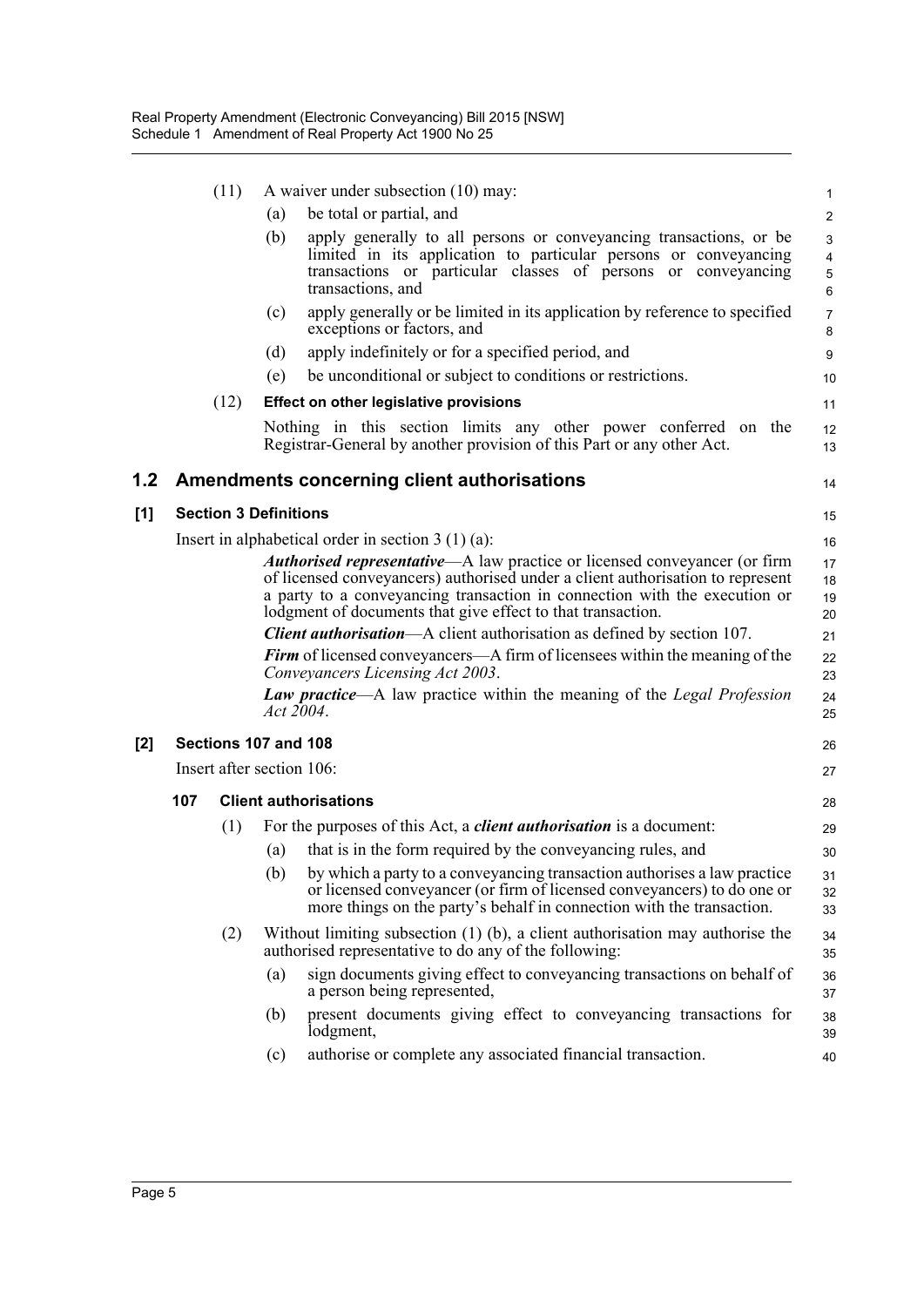(11) A waiver under subsection (10) may:

(a) be total or partial, and

(b) apply generally to all persons or conveyancing transactions, or be limited in its application to particular persons or conveyancing transactions or particular classes of persons or conveyancing transactions, and

(c) apply generally or be limited in its application by reference to specified exceptions or factors, and

(d) apply indefinitely or for a specified period, and

(e) be unconditional or subject to conditions or restrictions.

(12) **Effect on other legislative provisions**

Nothing in this section limits any other power conferred on the Registrar-General by another provision of this Part or any other Act.

## 1.2 Amendments concerning client authorisations

### [1] Section 3 Definitions

Insert in alphabetical order in section 3 (1) (a):

***Authorised representative***—A law practice or licensed conveyancer (or firm of licensed conveyancers) authorised under a client authorisation to represent a party to a conveyancing transaction in connection with the execution or lodgment of documents that give effect to that transaction.

***Client authorisation***—A client authorisation as defined by section 107.

***Firm*** of licensed conveyancers—A firm of licensees within the meaning of the *Conveyancers Licensing Act 2003*.

***Law practice***—A law practice within the meaning of the *Legal Profession Act 2004*.

### [2] Sections 107 and 108

Insert after section 106:

**107 Client authorisations**

(1) For the purposes of this Act, a ***client authorisation*** is a document:

(a) that is in the form required by the conveyancing rules, and

(b) by which a party to a conveyancing transaction authorises a law practice or licensed conveyancer (or firm of licensed conveyancers) to do one or more things on the party's behalf in connection with the transaction.

(2) Without limiting subsection (1) (b), a client authorisation may authorise the authorised representative to do any of the following:

(a) sign documents giving effect to conveyancing transactions on behalf of a person being represented,

(b) present documents giving effect to conveyancing transactions for lodgment,

(c) authorise or complete any associated financial transaction.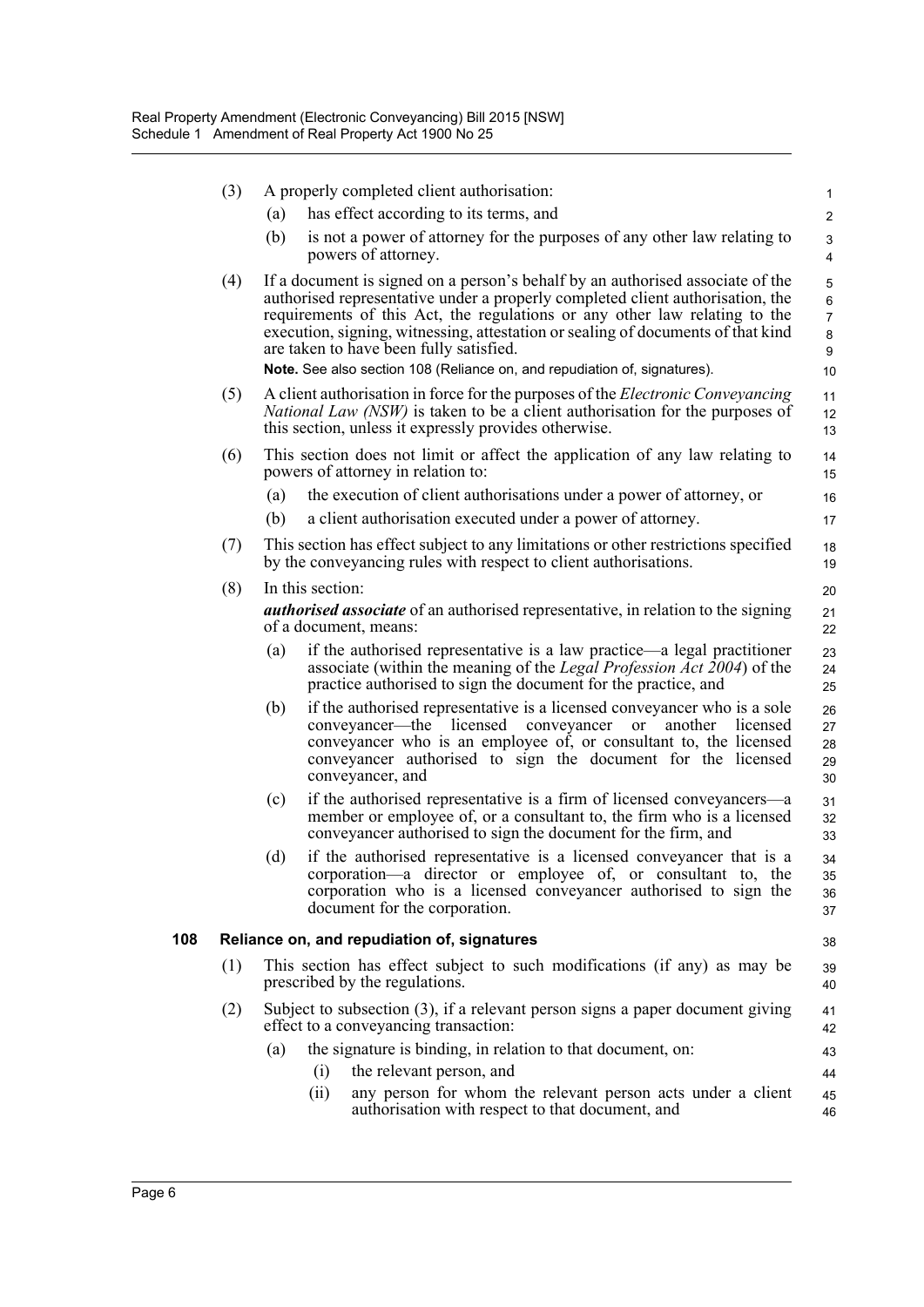(3) A properly completed client authorisation:

(a) has effect according to its terms, and

(b) is not a power of attorney for the purposes of any other law relating to powers of attorney.

(4) If a document is signed on a person's behalf by an authorised associate of the authorised representative under a properly completed client authorisation, the requirements of this Act, the regulations or any other law relating to the execution, signing, witnessing, attestation or sealing of documents of that kind are taken to have been fully satisfied.

**Note.** See also section 108 (Reliance on, and repudiation of, signatures).

(5) A client authorisation in force for the purposes of the *Electronic Conveyancing National Law (NSW)* is taken to be a client authorisation for the purposes of this section, unless it expressly provides otherwise.

(6) This section does not limit or affect the application of any law relating to powers of attorney in relation to:

(a) the execution of client authorisations under a power of attorney, or

(b) a client authorisation executed under a power of attorney.

(7) This section has effect subject to any limitations or other restrictions specified by the conveyancing rules with respect to client authorisations.

(8) In this section:

***authorised associate*** of an authorised representative, in relation to the signing of a document, means:

(a) if the authorised representative is a law practice—a legal practitioner associate (within the meaning of the *Legal Profession Act 2004*) of the practice authorised to sign the document for the practice, and

(b) if the authorised representative is a licensed conveyancer who is a sole conveyancer—the licensed conveyancer or another licensed conveyancer who is an employee of, or consultant to, the licensed conveyancer authorised to sign the document for the licensed conveyancer, and

(c) if the authorised representative is a firm of licensed conveyancers—a member or employee of, or a consultant to, the firm who is a licensed conveyancer authorised to sign the document for the firm, and

(d) if the authorised representative is a licensed conveyancer that is a corporation—a director or employee of, or consultant to, the corporation who is a licensed conveyancer authorised to sign the document for the corporation.

**108 Reliance on, and repudiation of, signatures**

(1) This section has effect subject to such modifications (if any) as may be prescribed by the regulations.

(2) Subject to subsection (3), if a relevant person signs a paper document giving effect to a conveyancing transaction:

(a) the signature is binding, in relation to that document, on:

(i) the relevant person, and

(ii) any person for whom the relevant person acts under a client authorisation with respect to that document, and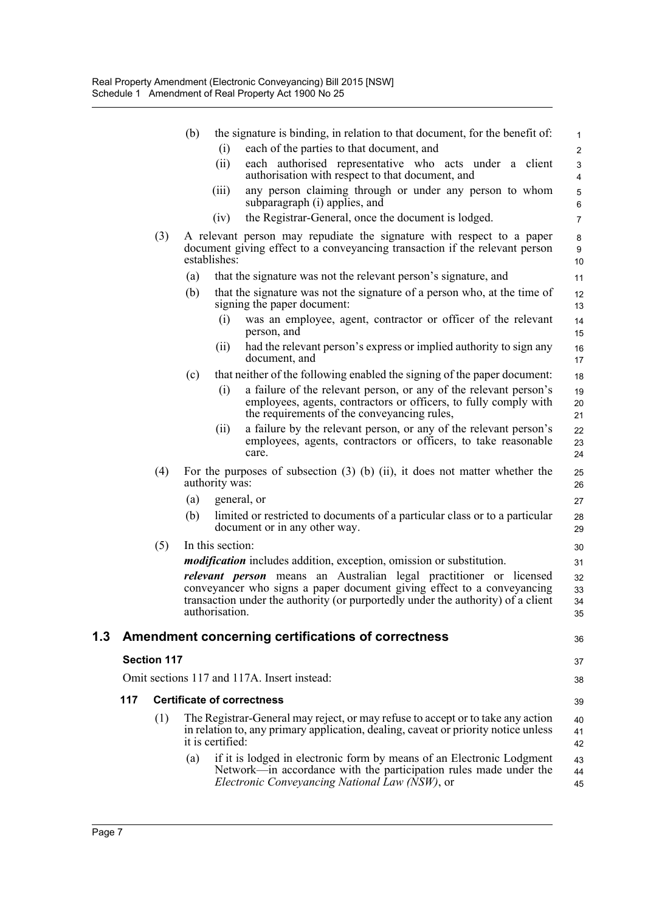(b) the signature is binding, in relation to that document, for the benefit of:

(i) each of the parties to that document, and

(ii) each authorised representative who acts under a client authorisation with respect to that document, and

(iii) any person claiming through or under any person to whom subparagraph (i) applies, and

(iv) the Registrar-General, once the document is lodged.

(3) A relevant person may repudiate the signature with respect to a paper document giving effect to a conveyancing transaction if the relevant person establishes:

(a) that the signature was not the relevant person's signature, and

(b) that the signature was not the signature of a person who, at the time of signing the paper document:

(i) was an employee, agent, contractor or officer of the relevant person, and

(ii) had the relevant person's express or implied authority to sign any document, and

(c) that neither of the following enabled the signing of the paper document:

(i) a failure of the relevant person, or any of the relevant person's employees, agents, contractors or officers, to fully comply with the requirements of the conveyancing rules,

(ii) a failure by the relevant person, or any of the relevant person's employees, agents, contractors or officers, to take reasonable care.

(4) For the purposes of subsection (3) (b) (ii), it does not matter whether the authority was:

(a) general, or

(b) limited or restricted to documents of a particular class or to a particular document or in any other way.

(5) In this section:

***modification*** includes addition, exception, omission or substitution.

***relevant person*** means an Australian legal practitioner or licensed conveyancer who signs a paper document giving effect to a conveyancing transaction under the authority (or purportedly under the authority) of a client authorisation.

## 1.3 Amendment concerning certifications of correctness

### Section 117

Omit sections 117 and 117A. Insert instead:

#### 117 Certificate of correctness

(1) The Registrar-General may reject, or may refuse to accept or to take any action in relation to, any primary application, dealing, caveat or priority notice unless it is certified:

(a) if it is lodged in electronic form by means of an Electronic Lodgment Network—in accordance with the participation rules made under the *Electronic Conveyancing National Law (NSW)*, or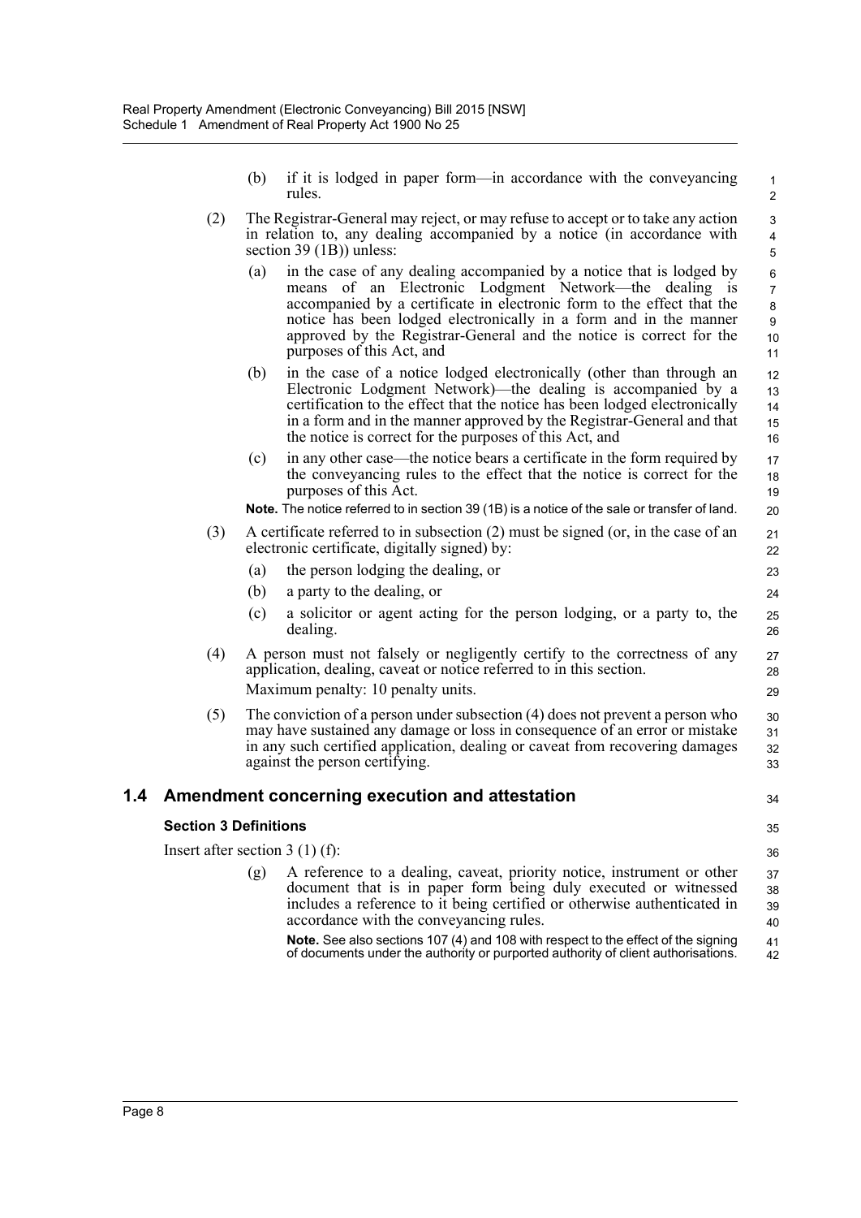(b) if it is lodged in paper form—in accordance with the conveyancing rules.

(2) The Registrar-General may reject, or may refuse to accept or to take any action in relation to, any dealing accompanied by a notice (in accordance with section 39 (1B)) unless:

(a) in the case of any dealing accompanied by a notice that is lodged by means of an Electronic Lodgment Network—the dealing is accompanied by a certificate in electronic form to the effect that the notice has been lodged electronically in a form and in the manner approved by the Registrar-General and the notice is correct for the purposes of this Act, and

(b) in the case of a notice lodged electronically (other than through an Electronic Lodgment Network)—the dealing is accompanied by a certification to the effect that the notice has been lodged electronically in a form and in the manner approved by the Registrar-General and that the notice is correct for the purposes of this Act, and

(c) in any other case—the notice bears a certificate in the form required by the conveyancing rules to the effect that the notice is correct for the purposes of this Act.

**Note.** The notice referred to in section 39 (1B) is a notice of the sale or transfer of land.

(3) A certificate referred to in subsection (2) must be signed (or, in the case of an electronic certificate, digitally signed) by:

(a) the person lodging the dealing, or

(b) a party to the dealing, or

(c) a solicitor or agent acting for the person lodging, or a party to, the dealing.

(4) A person must not falsely or negligently certify to the correctness of any application, dealing, caveat or notice referred to in this section.

Maximum penalty: 10 penalty units.

(5) The conviction of a person under subsection (4) does not prevent a person who may have sustained any damage or loss in consequence of an error or mistake in any such certified application, dealing or caveat from recovering damages against the person certifying.

## 1.4 Amendment concerning execution and attestation

### Section 3 Definitions

Insert after section 3 (1) (f):

(g) A reference to a dealing, caveat, priority notice, instrument or other document that is in paper form being duly executed or witnessed includes a reference to it being certified or otherwise authenticated in accordance with the conveyancing rules.

**Note.** See also sections 107 (4) and 108 with respect to the effect of the signing of documents under the authority or purported authority of client authorisations.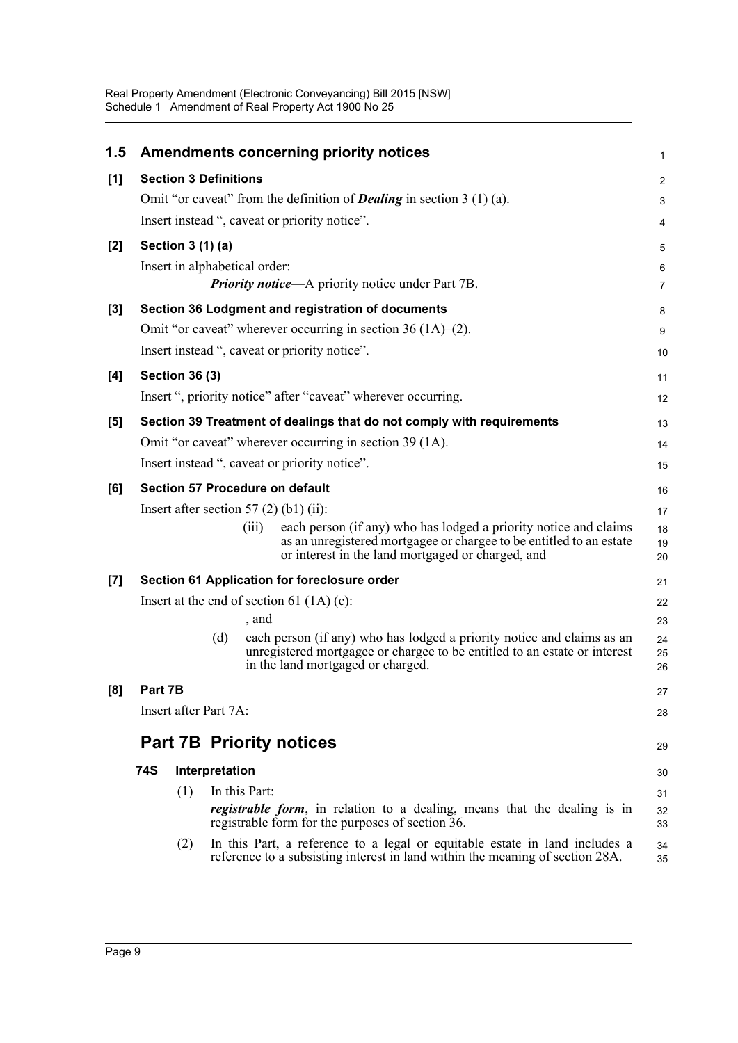## 1.5 Amendments concerning priority notices

**[1] Section 3 Definitions**

Omit "or caveat" from the definition of ***Dealing*** in section 3 (1) (a).

Insert instead ", caveat or priority notice".

**[2] Section 3 (1) (a)**

Insert in alphabetical order:

> ***Priority notice***—A priority notice under Part 7B.

**[3] Section 36 Lodgment and registration of documents**

Omit "or caveat" wherever occurring in section 36 (1A)–(2).

Insert instead ", caveat or priority notice".

**[4] Section 36 (3)**

Insert ", priority notice" after "caveat" wherever occurring.

**[5] Section 39 Treatment of dealings that do not comply with requirements**

Omit "or caveat" wherever occurring in section 39 (1A).

Insert instead ", caveat or priority notice".

**[6] Section 57 Procedure on default**

Insert after section 57 (2) (b1) (ii):

> (iii) each person (if any) who has lodged a priority notice and claims as an unregistered mortgagee or chargee to be entitled to an estate or interest in the land mortgaged or charged, and

**[7] Section 61 Application for foreclosure order**

Insert at the end of section 61 (1A) (c):

> , and
>
> (d) each person (if any) who has lodged a priority notice and claims as an unregistered mortgagee or chargee to be entitled to an estate or interest in the land mortgaged or charged.

**[8] Part 7B**

Insert after Part 7A:

## Part 7B Priority notices

### 74S Interpretation

(1) In this Part:

***registrable form***, in relation to a dealing, means that the dealing is in registrable form for the purposes of section 36.

(2) In this Part, a reference to a legal or equitable estate in land includes a reference to a subsisting interest in land within the meaning of section 28A.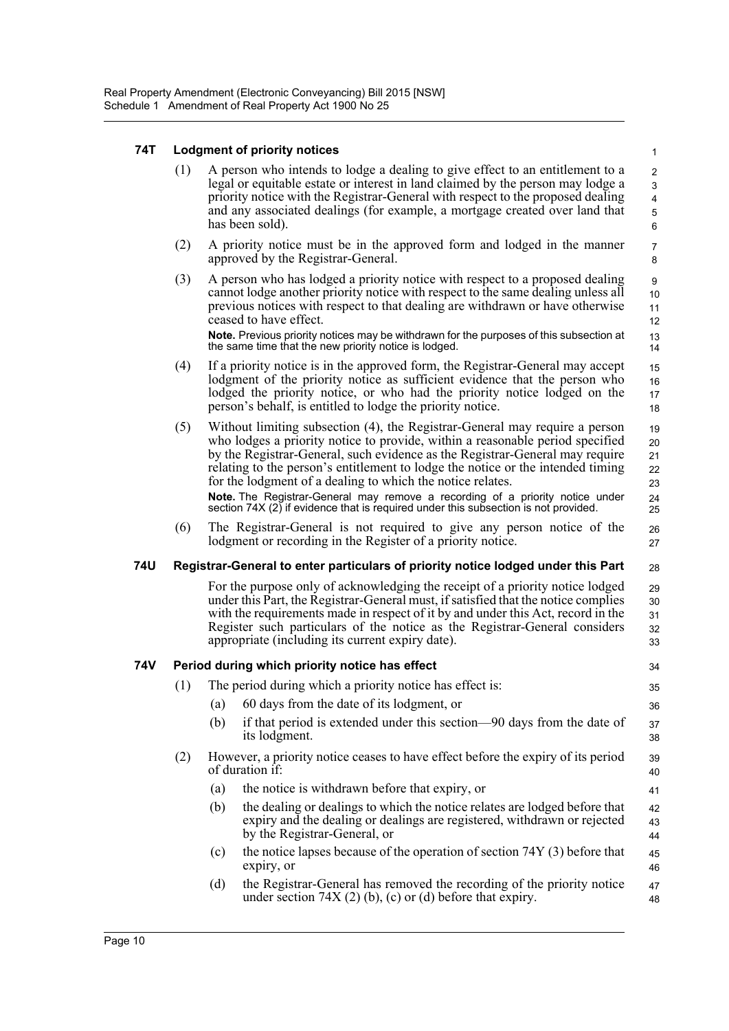### 74T Lodgment of priority notices

(1) A person who intends to lodge a dealing to give effect to an entitlement to a legal or equitable estate or interest in land claimed by the person may lodge a priority notice with the Registrar-General with respect to the proposed dealing and any associated dealings (for example, a mortgage created over land that has been sold).

(2) A priority notice must be in the approved form and lodged in the manner approved by the Registrar-General.

(3) A person who has lodged a priority notice with respect to a proposed dealing cannot lodge another priority notice with respect to the same dealing unless all previous notices with respect to that dealing are withdrawn or have otherwise ceased to have effect.

**Note.** Previous priority notices may be withdrawn for the purposes of this subsection at the same time that the new priority notice is lodged.

(4) If a priority notice is in the approved form, the Registrar-General may accept lodgment of the priority notice as sufficient evidence that the person who lodged the priority notice, or who had the priority notice lodged on the person's behalf, is entitled to lodge the priority notice.

(5) Without limiting subsection (4), the Registrar-General may require a person who lodges a priority notice to provide, within a reasonable period specified by the Registrar-General, such evidence as the Registrar-General may require relating to the person's entitlement to lodge the notice or the intended timing for the lodgment of a dealing to which the notice relates.

**Note.** The Registrar-General may remove a recording of a priority notice under section 74X (2) if evidence that is required under this subsection is not provided.

(6) The Registrar-General is not required to give any person notice of the lodgment or recording in the Register of a priority notice.

### 74U Registrar-General to enter particulars of priority notice lodged under this Part

For the purpose only of acknowledging the receipt of a priority notice lodged under this Part, the Registrar-General must, if satisfied that the notice complies with the requirements made in respect of it by and under this Act, record in the Register such particulars of the notice as the Registrar-General considers appropriate (including its current expiry date).

### 74V Period during which priority notice has effect

(1) The period during which a priority notice has effect is:

(a) 60 days from the date of its lodgment, or

(b) if that period is extended under this section—90 days from the date of its lodgment.

(2) However, a priority notice ceases to have effect before the expiry of its period of duration if:

(a) the notice is withdrawn before that expiry, or

(b) the dealing or dealings to which the notice relates are lodged before that expiry and the dealing or dealings are registered, withdrawn or rejected by the Registrar-General, or

(c) the notice lapses because of the operation of section 74Y (3) before that expiry, or

(d) the Registrar-General has removed the recording of the priority notice under section 74X (2) (b), (c) or (d) before that expiry.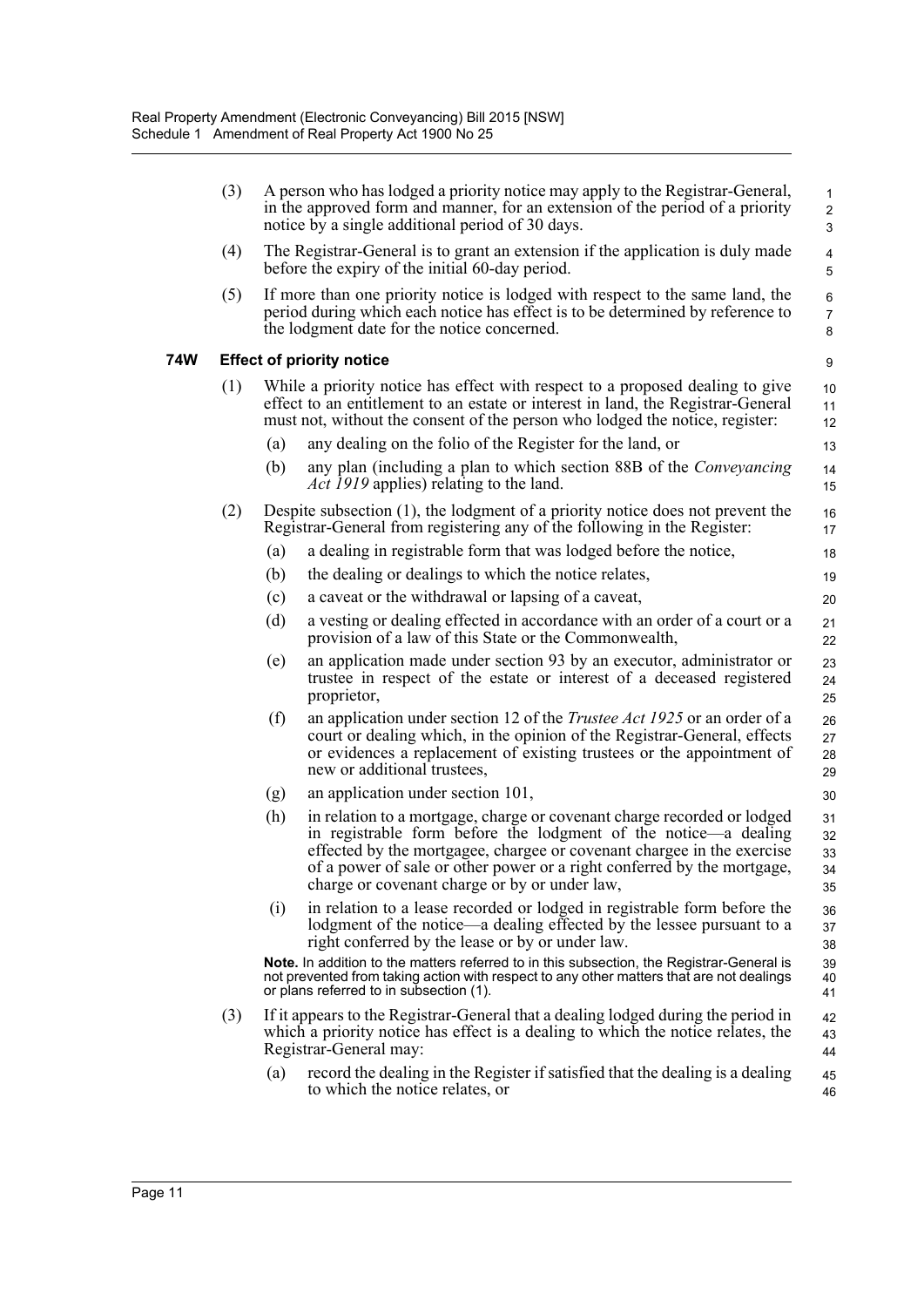(3) A person who has lodged a priority notice may apply to the Registrar-General, in the approved form and manner, for an extension of the period of a priority notice by a single additional period of 30 days.

(4) The Registrar-General is to grant an extension if the application is duly made before the expiry of the initial 60-day period.

(5) If more than one priority notice is lodged with respect to the same land, the period during which each notice has effect is to be determined by reference to the lodgment date for the notice concerned.

### 74W Effect of priority notice

(1) While a priority notice has effect with respect to a proposed dealing to give effect to an entitlement to an estate or interest in land, the Registrar-General must not, without the consent of the person who lodged the notice, register:

- (a) any dealing on the folio of the Register for the land, or
- (b) any plan (including a plan to which section 88B of the *Conveyancing Act 1919* applies) relating to the land.

(2) Despite subsection (1), the lodgment of a priority notice does not prevent the Registrar-General from registering any of the following in the Register:

- (a) a dealing in registrable form that was lodged before the notice,
- (b) the dealing or dealings to which the notice relates,
- (c) a caveat or the withdrawal or lapsing of a caveat,
- (d) a vesting or dealing effected in accordance with an order of a court or a provision of a law of this State or the Commonwealth,
- (e) an application made under section 93 by an executor, administrator or trustee in respect of the estate or interest of a deceased registered proprietor,
- (f) an application under section 12 of the *Trustee Act 1925* or an order of a court or dealing which, in the opinion of the Registrar-General, effects or evidences a replacement of existing trustees or the appointment of new or additional trustees,
- (g) an application under section 101,
- (h) in relation to a mortgage, charge or covenant charge recorded or lodged in registrable form before the lodgment of the notice—a dealing effected by the mortgagee, chargee or covenant chargee in the exercise of a power of sale or other power or a right conferred by the mortgage, charge or covenant charge or by or under law,
- (i) in relation to a lease recorded or lodged in registrable form before the lodgment of the notice—a dealing effected by the lessee pursuant to a right conferred by the lease or by or under law.

**Note.** In addition to the matters referred to in this subsection, the Registrar-General is not prevented from taking action with respect to any other matters that are not dealings or plans referred to in subsection (1).

(3) If it appears to the Registrar-General that a dealing lodged during the period in which a priority notice has effect is a dealing to which the notice relates, the Registrar-General may:

- (a) record the dealing in the Register if satisfied that the dealing is a dealing to which the notice relates, or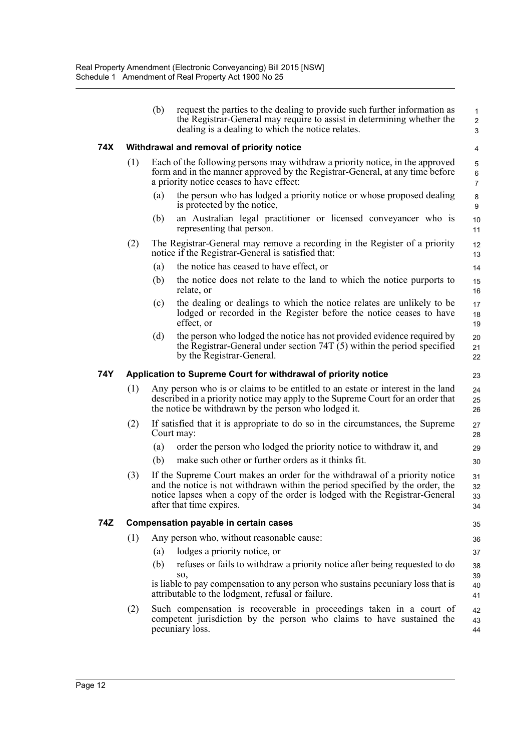(b) request the parties to the dealing to provide such further information as the Registrar-General may require to assist in determining whether the dealing is a dealing to which the notice relates.

### 74X Withdrawal and removal of priority notice

(1) Each of the following persons may withdraw a priority notice, in the approved form and in the manner approved by the Registrar-General, at any time before a priority notice ceases to have effect:

(a) the person who has lodged a priority notice or whose proposed dealing is protected by the notice,

(b) an Australian legal practitioner or licensed conveyancer who is representing that person.

(2) The Registrar-General may remove a recording in the Register of a priority notice if the Registrar-General is satisfied that:

(a) the notice has ceased to have effect, or

(b) the notice does not relate to the land to which the notice purports to relate, or

(c) the dealing or dealings to which the notice relates are unlikely to be lodged or recorded in the Register before the notice ceases to have effect, or

(d) the person who lodged the notice has not provided evidence required by the Registrar-General under section 74T (5) within the period specified by the Registrar-General.

### 74Y Application to Supreme Court for withdrawal of priority notice

(1) Any person who is or claims to be entitled to an estate or interest in the land described in a priority notice may apply to the Supreme Court for an order that the notice be withdrawn by the person who lodged it.

(2) If satisfied that it is appropriate to do so in the circumstances, the Supreme Court may:

(a) order the person who lodged the priority notice to withdraw it, and

(b) make such other or further orders as it thinks fit.

(3) If the Supreme Court makes an order for the withdrawal of a priority notice and the notice is not withdrawn within the period specified by the order, the notice lapses when a copy of the order is lodged with the Registrar-General after that time expires.

### 74Z Compensation payable in certain cases

(1) Any person who, without reasonable cause:

(a) lodges a priority notice, or

(b) refuses or fails to withdraw a priority notice after being requested to do so,

is liable to pay compensation to any person who sustains pecuniary loss that is attributable to the lodgment, refusal or failure.

(2) Such compensation is recoverable in proceedings taken in a court of competent jurisdiction by the person who claims to have sustained the pecuniary loss.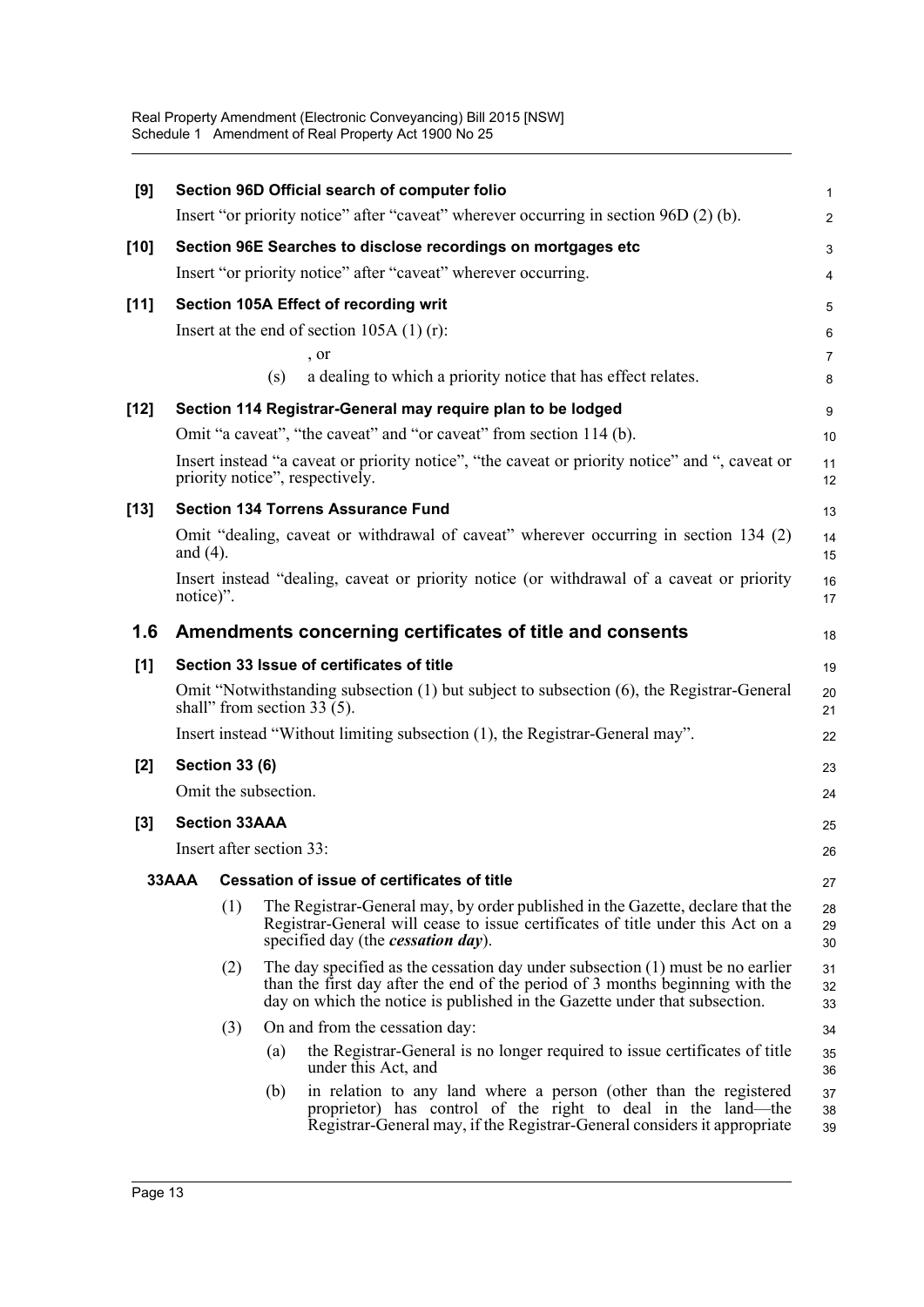**[9] Section 96D Official search of computer folio**

Insert "or priority notice" after "caveat" wherever occurring in section 96D (2) (b).

**[10] Section 96E Searches to disclose recordings on mortgages etc**

Insert "or priority notice" after "caveat" wherever occurring.

**[11] Section 105A Effect of recording writ**

Insert at the end of section 105A (1) (r):

, or

(s) a dealing to which a priority notice that has effect relates.

**[12] Section 114 Registrar-General may require plan to be lodged**

Omit "a caveat", "the caveat" and "or caveat" from section 114 (b).

Insert instead "a caveat or priority notice", "the caveat or priority notice" and ", caveat or priority notice", respectively.

**[13] Section 134 Torrens Assurance Fund**

Omit "dealing, caveat or withdrawal of caveat" wherever occurring in section 134 (2) and (4).

Insert instead "dealing, caveat or priority notice (or withdrawal of a caveat or priority notice)".

## 1.6 Amendments concerning certificates of title and consents

**[1] Section 33 Issue of certificates of title**

Omit "Notwithstanding subsection (1) but subject to subsection (6), the Registrar-General shall" from section 33 (5).

Insert instead "Without limiting subsection (1), the Registrar-General may".

**[2] Section 33 (6)**

Omit the subsection.

**[3] Section 33AAA**

Insert after section 33:

**33AAA Cessation of issue of certificates of title**

(1) The Registrar-General may, by order published in the Gazette, declare that the Registrar-General will cease to issue certificates of title under this Act on a specified day (the ***cessation day***).

(2) The day specified as the cessation day under subsection (1) must be no earlier than the first day after the end of the period of 3 months beginning with the day on which the notice is published in the Gazette under that subsection.

(3) On and from the cessation day:

(a) the Registrar-General is no longer required to issue certificates of title under this Act, and

(b) in relation to any land where a person (other than the registered proprietor) has control of the right to deal in the land—the Registrar-General may, if the Registrar-General considers it appropriate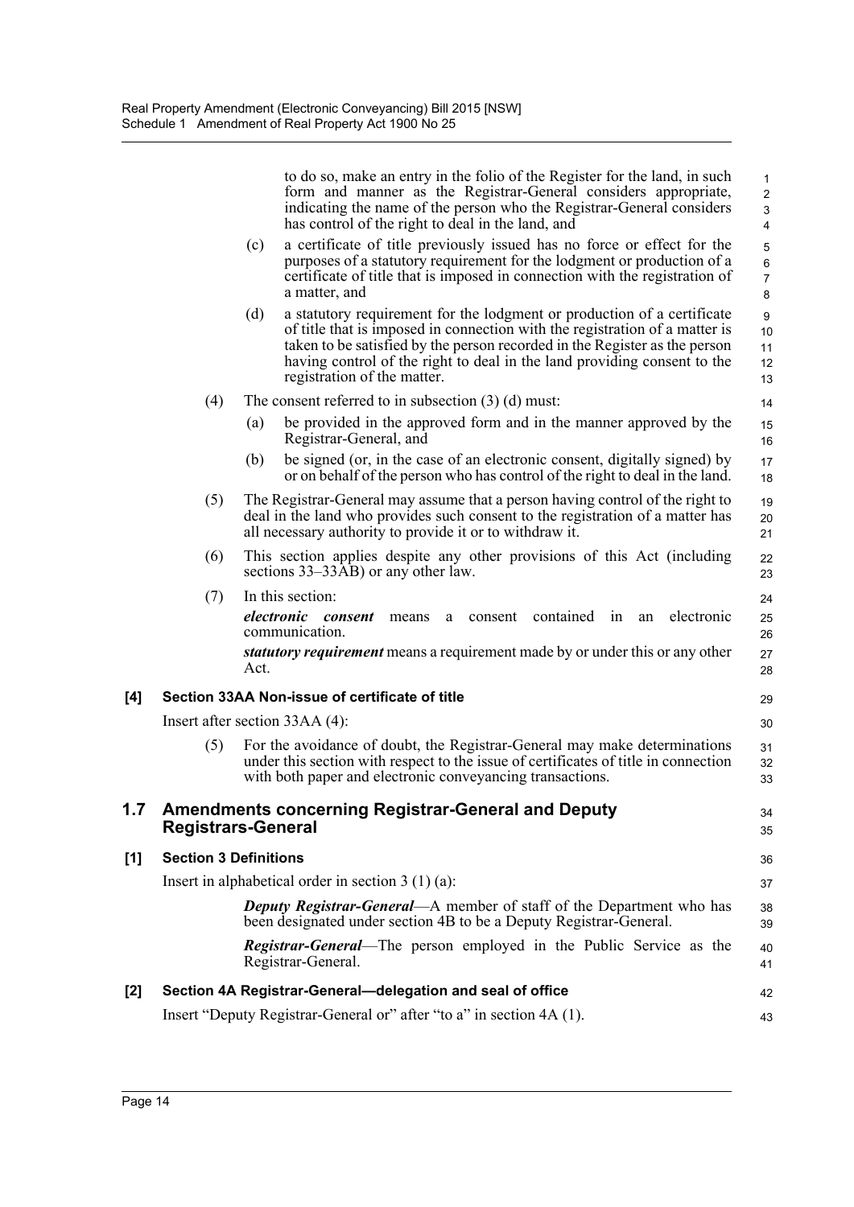to do so, make an entry in the folio of the Register for the land, in such form and manner as the Registrar-General considers appropriate, indicating the name of the person who the Registrar-General considers has control of the right to deal in the land, and

(c) a certificate of title previously issued has no force or effect for the purposes of a statutory requirement for the lodgment or production of a certificate of title that is imposed in connection with the registration of a matter, and

(d) a statutory requirement for the lodgment or production of a certificate of title that is imposed in connection with the registration of a matter is taken to be satisfied by the person recorded in the Register as the person having control of the right to deal in the land providing consent to the registration of the matter.

(4) The consent referred to in subsection (3) (d) must:

(a) be provided in the approved form and in the manner approved by the Registrar-General, and

(b) be signed (or, in the case of an electronic consent, digitally signed) by or on behalf of the person who has control of the right to deal in the land.

(5) The Registrar-General may assume that a person having control of the right to deal in the land who provides such consent to the registration of a matter has all necessary authority to provide it or to withdraw it.

(6) This section applies despite any other provisions of this Act (including sections 33–33AB) or any other law.

(7) In this section:

***electronic consent*** means a consent contained in an electronic communication.

***statutory requirement*** means a requirement made by or under this or any other Act.

**[4] Section 33AA Non-issue of certificate of title**

Insert after section 33AA (4):

(5) For the avoidance of doubt, the Registrar-General may make determinations under this section with respect to the issue of certificates of title in connection with both paper and electronic conveyancing transactions.

## 1.7 Amendments concerning Registrar-General and Deputy Registrars-General

**[1] Section 3 Definitions**

Insert in alphabetical order in section 3 (1) (a):

***Deputy Registrar-General***—A member of staff of the Department who has been designated under section 4B to be a Deputy Registrar-General.

***Registrar-General***—The person employed in the Public Service as the Registrar-General.

**[2] Section 4A Registrar-General—delegation and seal of office**

Insert "Deputy Registrar-General or" after "to a" in section 4A (1).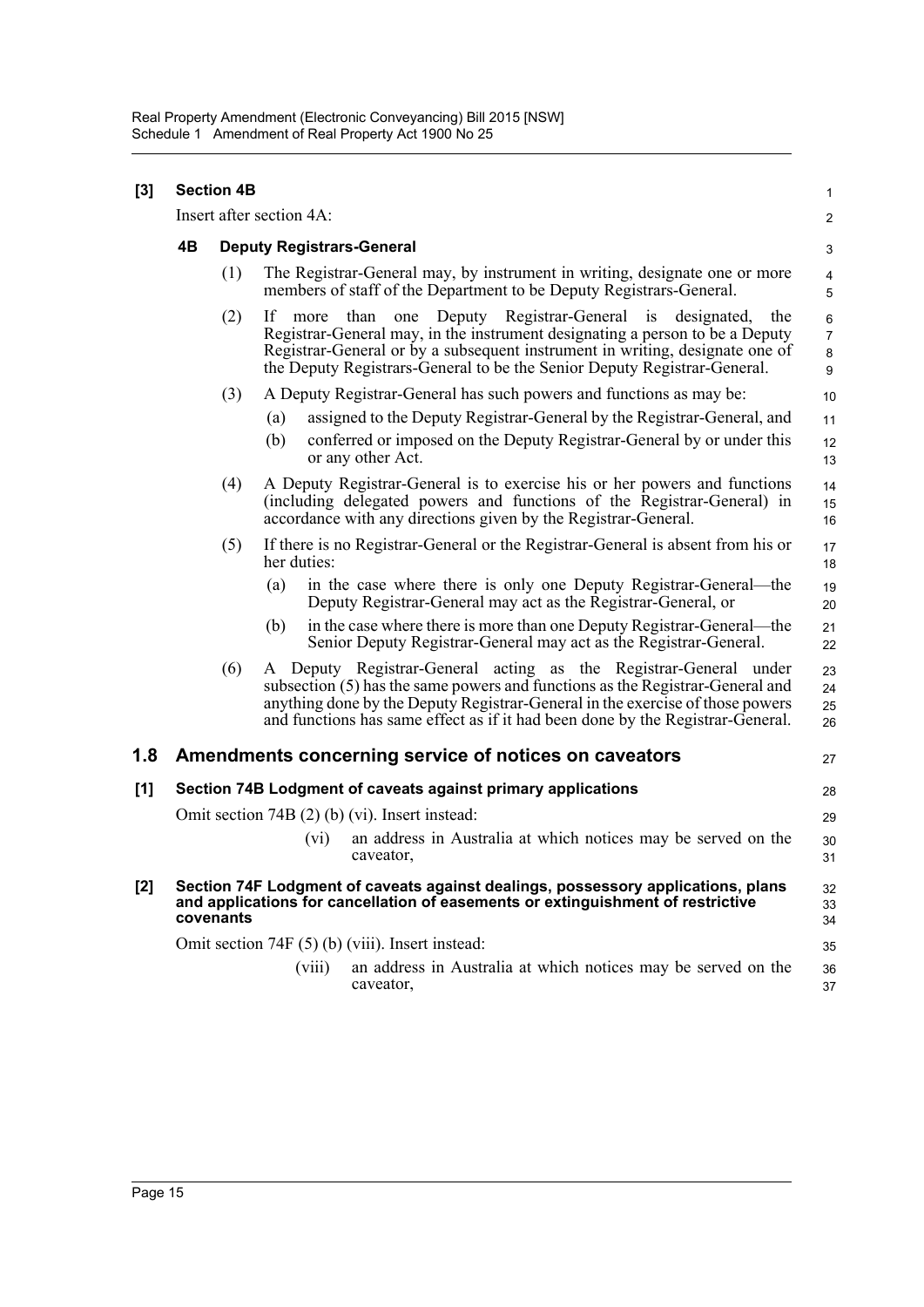**[3] Section 4B**

Insert after section 4A:

**4B Deputy Registrars-General**

(1) The Registrar-General may, by instrument in writing, designate one or more members of staff of the Department to be Deputy Registrars-General.

(2) If more than one Deputy Registrar-General is designated, the Registrar-General may, in the instrument designating a person to be a Deputy Registrar-General or by a subsequent instrument in writing, designate one of the Deputy Registrars-General to be the Senior Deputy Registrar-General.

(3) A Deputy Registrar-General has such powers and functions as may be:

(a) assigned to the Deputy Registrar-General by the Registrar-General, and

(b) conferred or imposed on the Deputy Registrar-General by or under this or any other Act.

(4) A Deputy Registrar-General is to exercise his or her powers and functions (including delegated powers and functions of the Registrar-General) in accordance with any directions given by the Registrar-General.

(5) If there is no Registrar-General or the Registrar-General is absent from his or her duties:

(a) in the case where there is only one Deputy Registrar-General—the Deputy Registrar-General may act as the Registrar-General, or

(b) in the case where there is more than one Deputy Registrar-General—the Senior Deputy Registrar-General may act as the Registrar-General.

(6) A Deputy Registrar-General acting as the Registrar-General under subsection (5) has the same powers and functions as the Registrar-General and anything done by the Deputy Registrar-General in the exercise of those powers and functions has same effect as if it had been done by the Registrar-General.

## 1.8 Amendments concerning service of notices on caveators

**[1] Section 74B Lodgment of caveats against primary applications**

Omit section 74B (2) (b) (vi). Insert instead:

(vi) an address in Australia at which notices may be served on the caveator,

**[2] Section 74F Lodgment of caveats against dealings, possessory applications, plans and applications for cancellation of easements or extinguishment of restrictive covenants**

Omit section 74F (5) (b) (viii). Insert instead:

(viii) an address in Australia at which notices may be served on the caveator,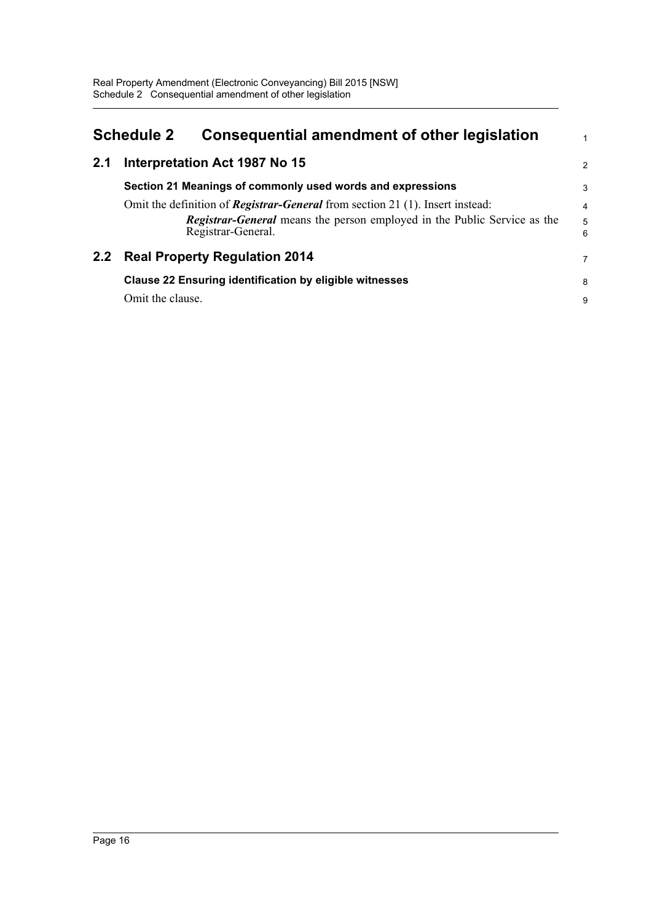# Schedule 2 Consequential amendment of other legislation

## 2.1 Interpretation Act 1987 No 15

### Section 21 Meanings of commonly used words and expressions

Omit the definition of ***Registrar-General*** from section 21 (1). Insert instead:

> ***Registrar-General*** means the person employed in the Public Service as the Registrar-General.

## 2.2 Real Property Regulation 2014

### Clause 22 Ensuring identification by eligible witnesses

Omit the clause.